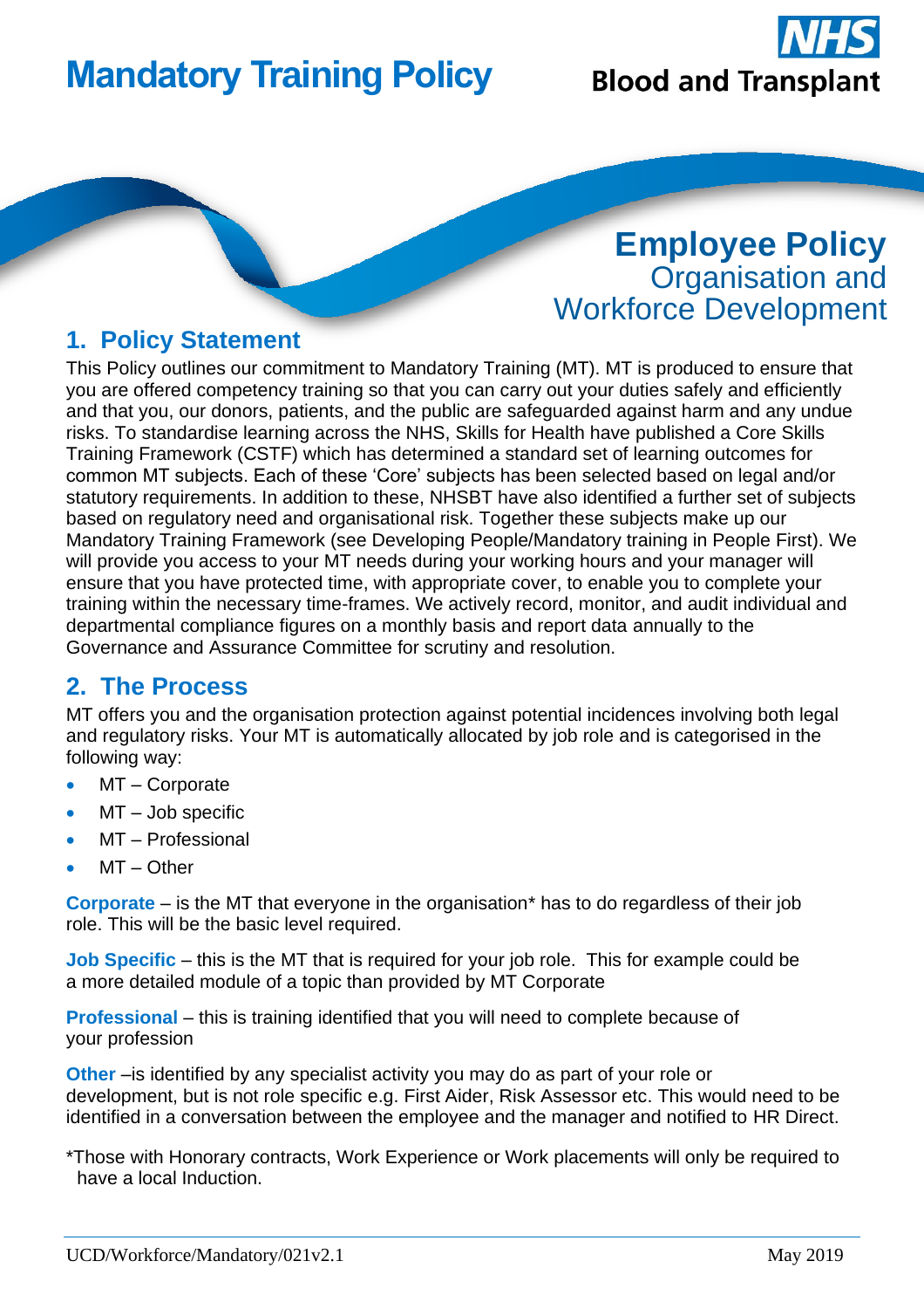# Mandatory Training Policy

NHS Blood and Transplant

**Employee Policy**
Organisation and Workforce Development

## 1. Policy Statement

This Policy outlines our commitment to Mandatory Training (MT). MT is produced to ensure that you are offered competency training so that you can carry out your duties safely and efficiently and that you, our donors, patients, and the public are safeguarded against harm and any undue risks. To standardise learning across the NHS, Skills for Health have published a Core Skills Training Framework (CSTF) which has determined a standard set of learning outcomes for common MT subjects. Each of these 'Core' subjects has been selected based on legal and/or statutory requirements. In addition to these, NHSBT have also identified a further set of subjects based on regulatory need and organisational risk. Together these subjects make up our Mandatory Training Framework (see Developing People/Mandatory training in People First). We will provide you access to your MT needs during your working hours and your manager will ensure that you have protected time, with appropriate cover, to enable you to complete your training within the necessary time-frames. We actively record, monitor, and audit individual and departmental compliance figures on a monthly basis and report data annually to the Governance and Assurance Committee for scrutiny and resolution.

## 2. The Process

MT offers you and the organisation protection against potential incidences involving both legal and regulatory risks. Your MT is automatically allocated by job role and is categorised in the following way:

- MT – Corporate
- MT – Job specific
- MT – Professional
- MT – Other

**Corporate** – is the MT that everyone in the organisation* has to do regardless of their job role. This will be the basic level required.

**Job Specific** – this is the MT that is required for your job role. This for example could be a more detailed module of a topic than provided by MT Corporate

**Professional** – this is training identified that you will need to complete because of your profession

**Other** –is identified by any specialist activity you may do as part of your role or development, but is not role specific e.g. First Aider, Risk Assessor etc. This would need to be identified in a conversation between the employee and the manager and notified to HR Direct.

*Those with Honorary contracts, Work Experience or Work placements will only be required to have a local Induction.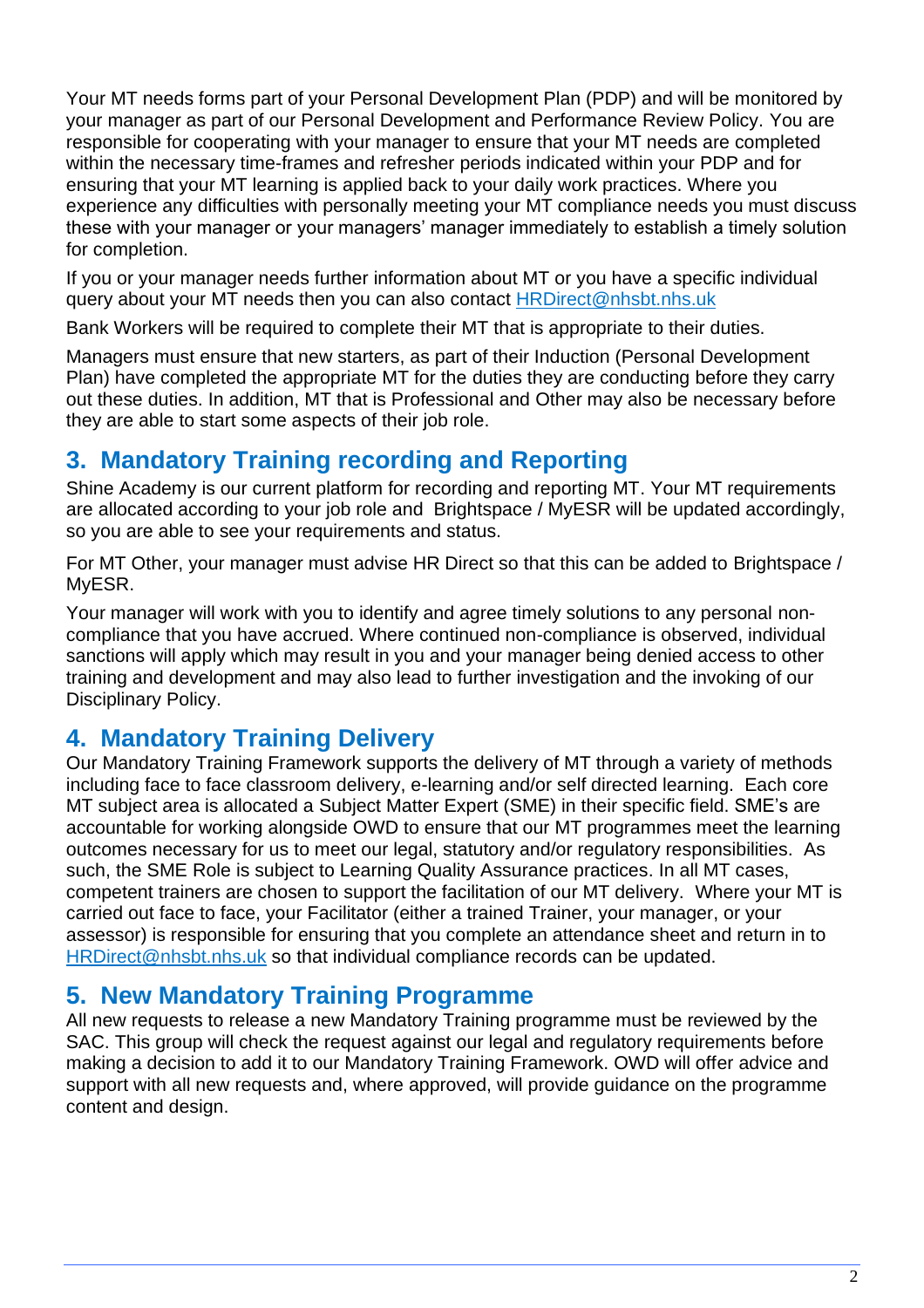Your MT needs forms part of your Personal Development Plan (PDP) and will be monitored by your manager as part of our Personal Development and Performance Review Policy. You are responsible for cooperating with your manager to ensure that your MT needs are completed within the necessary time-frames and refresher periods indicated within your PDP and for ensuring that your MT learning is applied back to your daily work practices. Where you experience any difficulties with personally meeting your MT compliance needs you must discuss these with your manager or your managers' manager immediately to establish a timely solution for completion.

If you or your manager needs further information about MT or you have a specific individual query about your MT needs then you can also contact HRDirect@nhsbt.nhs.uk

Bank Workers will be required to complete their MT that is appropriate to their duties.

Managers must ensure that new starters, as part of their Induction (Personal Development Plan) have completed the appropriate MT for the duties they are conducting before they carry out these duties. In addition, MT that is Professional and Other may also be necessary before they are able to start some aspects of their job role.

## 3. Mandatory Training recording and Reporting

Shine Academy is our current platform for recording and reporting MT. Your MT requirements are allocated according to your job role and Brightspace / MyESR will be updated accordingly, so you are able to see your requirements and status.

For MT Other, your manager must advise HR Direct so that this can be added to Brightspace / MyESR.

Your manager will work with you to identify and agree timely solutions to any personal non-compliance that you have accrued. Where continued non-compliance is observed, individual sanctions will apply which may result in you and your manager being denied access to other training and development and may also lead to further investigation and the invoking of our Disciplinary Policy.

## 4. Mandatory Training Delivery

Our Mandatory Training Framework supports the delivery of MT through a variety of methods including face to face classroom delivery, e-learning and/or self directed learning. Each core MT subject area is allocated a Subject Matter Expert (SME) in their specific field. SME's are accountable for working alongside OWD to ensure that our MT programmes meet the learning outcomes necessary for us to meet our legal, statutory and/or regulatory responsibilities. As such, the SME Role is subject to Learning Quality Assurance practices. In all MT cases, competent trainers are chosen to support the facilitation of our MT delivery. Where your MT is carried out face to face, your Facilitator (either a trained Trainer, your manager, or your assessor) is responsible for ensuring that you complete an attendance sheet and return in to HRDirect@nhsbt.nhs.uk so that individual compliance records can be updated.

## 5. New Mandatory Training Programme

All new requests to release a new Mandatory Training programme must be reviewed by the SAC. This group will check the request against our legal and regulatory requirements before making a decision to add it to our Mandatory Training Framework. OWD will offer advice and support with all new requests and, where approved, will provide guidance on the programme content and design.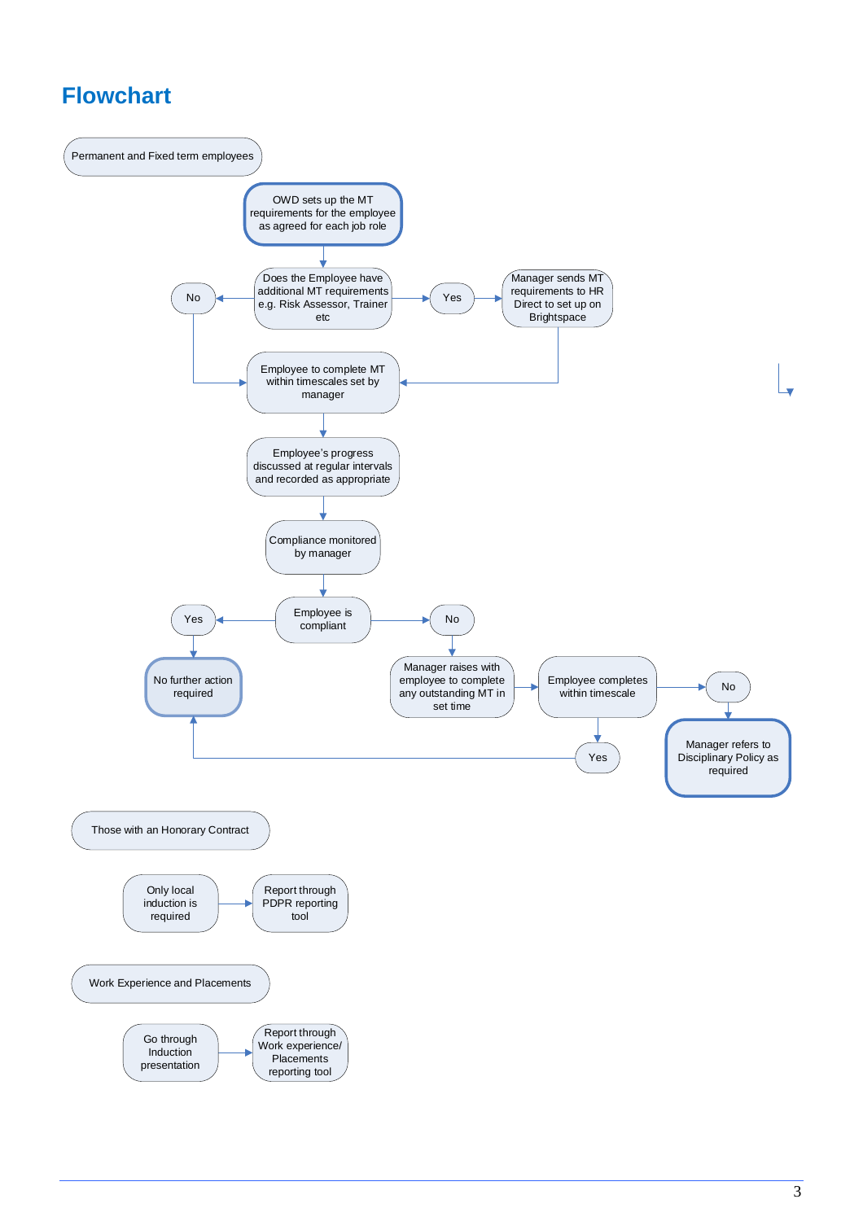# Flowchart

Permanent and Fixed term employees

OWD sets up the MT requirements for the employee as agreed for each job role

Does the Employee have additional MT requirements e.g. Risk Assessor, Trainer etc

No

Yes

Manager sends MT requirements to HR Direct to set up on Brightspace

Employee to complete MT within timescales set by manager

Employee's progress discussed at regular intervals and recorded as appropriate

Compliance monitored by manager

Employee is compliant

Yes

No further action required

No

Manager raises with employee to complete any outstanding MT in set time

Employee completes within timescale

No

Manager refers to Disciplinary Policy as required

Yes

Those with an Honorary Contract

Only local induction is required

Report through PDPR reporting tool

Work Experience and Placements

Go through Induction presentation

Report through Work experience/ Placements reporting tool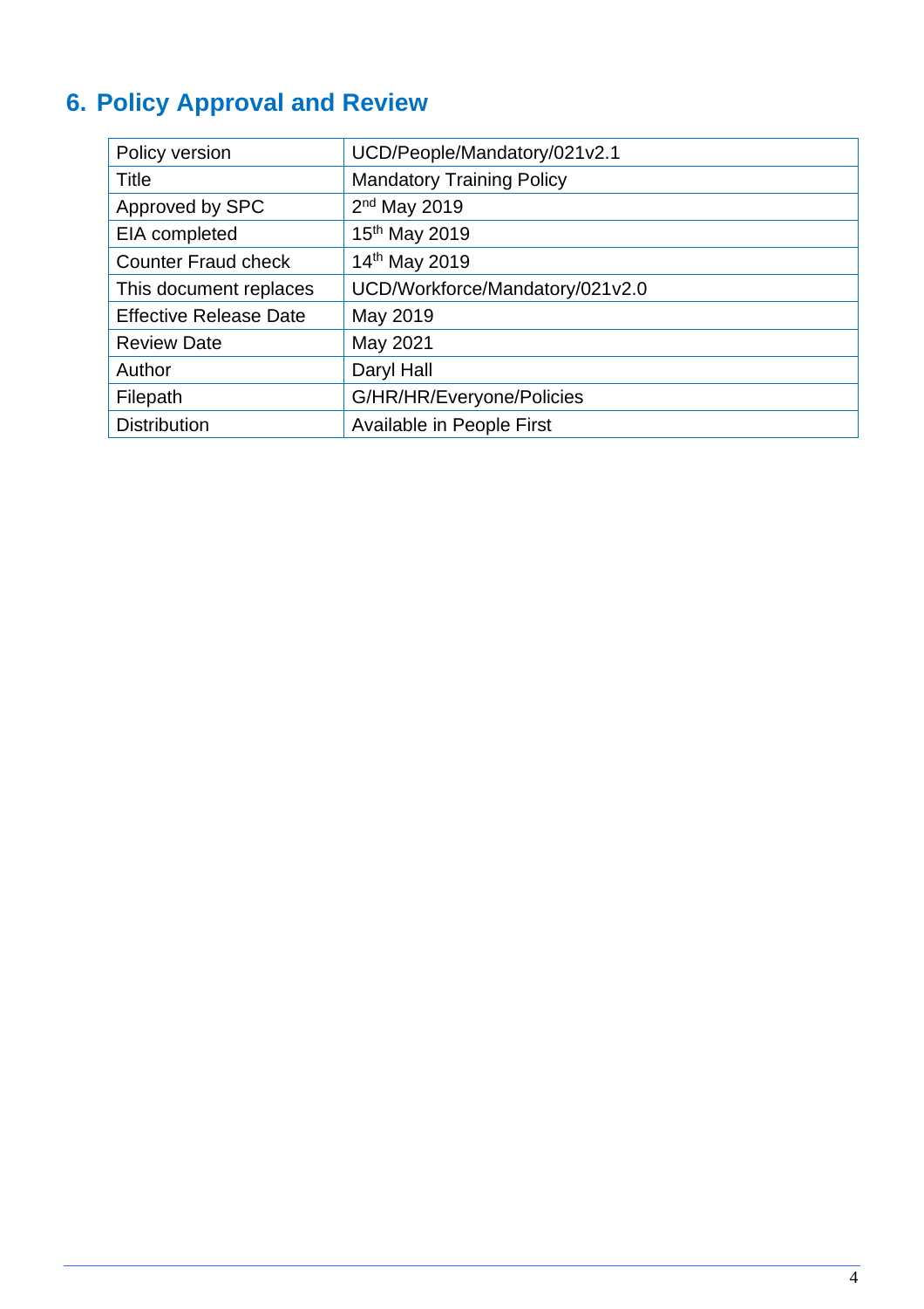## 6. Policy Approval and Review

| | |
|---|---|
| Policy version | UCD/People/Mandatory/021v2.1 |
| Title | Mandatory Training Policy |
| Approved by SPC | 2nd May 2019 |
| EIA completed | 15th May 2019 |
| Counter Fraud check | 14th May 2019 |
| This document replaces | UCD/Workforce/Mandatory/021v2.0 |
| Effective Release Date | May 2019 |
| Review Date | May 2021 |
| Author | Daryl Hall |
| Filepath | G/HR/HR/Everyone/Policies |
| Distribution | Available in People First |